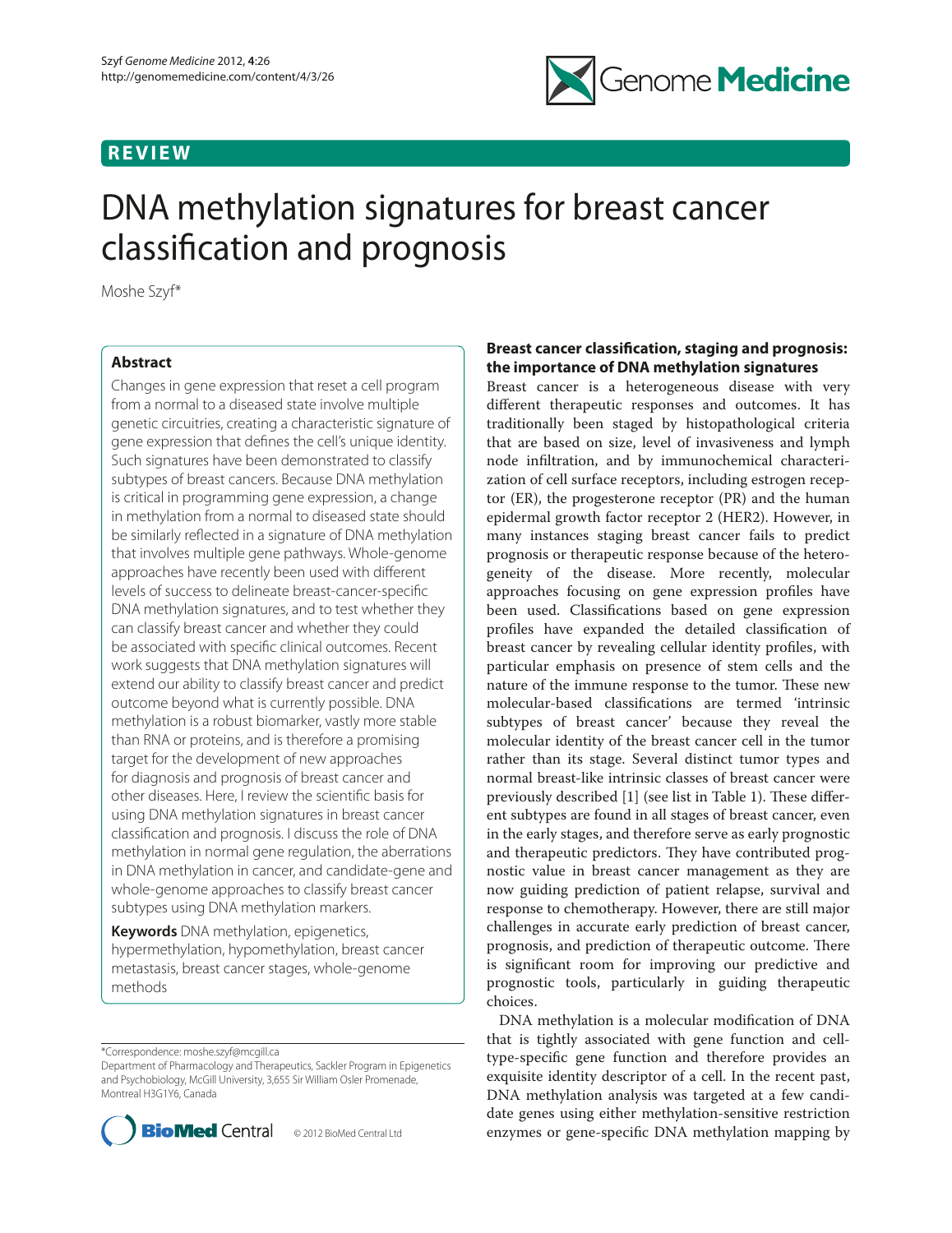## REVIEW

# DNA methylation signatures for breast cancer classification and prognosis

Moshe Szyf*

### Abstract

Changes in gene expression that reset a cell program from a normal to a diseased state involve multiple genetic circuitries, creating a characteristic signature of gene expression that defines the cell's unique identity. Such signatures have been demonstrated to classify subtypes of breast cancers. Because DNA methylation is critical in programming gene expression, a change in methylation from a normal to diseased state should be similarly reflected in a signature of DNA methylation that involves multiple gene pathways. Whole-genome approaches have recently been used with different levels of success to delineate breast-cancer-specific DNA methylation signatures, and to test whether they can classify breast cancer and whether they could be associated with specific clinical outcomes. Recent work suggests that DNA methylation signatures will extend our ability to classify breast cancer and predict outcome beyond what is currently possible. DNA methylation is a robust biomarker, vastly more stable than RNA or proteins, and is therefore a promising target for the development of new approaches for diagnosis and prognosis of breast cancer and other diseases. Here, I review the scientific basis for using DNA methylation signatures in breast cancer classification and prognosis. I discuss the role of DNA methylation in normal gene regulation, the aberrations in DNA methylation in cancer, and candidate-gene and whole-genome approaches to classify breast cancer subtypes using DNA methylation markers.

**Keywords** DNA methylation, epigenetics, hypermethylation, hypomethylation, breast cancer metastasis, breast cancer stages, whole-genome methods

*Correspondence: moshe.szyf@mcgill.ca

Department of Pharmacology and Therapeutics, Sackler Program in Epigenetics and Psychobiology, McGill University, 3,655 Sir William Osler Promenade, Montreal H3G1Y6, Canada

© 2012 BioMed Central Ltd

## Breast cancer classification, staging and prognosis: the importance of DNA methylation signatures

Breast cancer is a heterogeneous disease with very different therapeutic responses and outcomes. It has traditionally been staged by histopathological criteria that are based on size, level of invasiveness and lymph node infiltration, and by immunochemical characterization of cell surface receptors, including estrogen receptor (ER), the progesterone receptor (PR) and the human epidermal growth factor receptor 2 (HER2). However, in many instances staging breast cancer fails to predict prognosis or therapeutic response because of the heterogeneity of the disease. More recently, molecular approaches focusing on gene expression profiles have been used. Classifications based on gene expression profiles have expanded the detailed classification of breast cancer by revealing cellular identity profiles, with particular emphasis on presence of stem cells and the nature of the immune response to the tumor. These new molecular-based classifications are termed 'intrinsic subtypes of breast cancer' because they reveal the molecular identity of the breast cancer cell in the tumor rather than its stage. Several distinct tumor types and normal breast-like intrinsic classes of breast cancer were previously described [1] (see list in Table 1). These different subtypes are found in all stages of breast cancer, even in the early stages, and therefore serve as early prognostic and therapeutic predictors. They have contributed prognostic value in breast cancer management as they are now guiding prediction of patient relapse, survival and response to chemotherapy. However, there are still major challenges in accurate early prediction of breast cancer, prognosis, and prediction of therapeutic outcome. There is significant room for improving our predictive and prognostic tools, particularly in guiding therapeutic choices.

DNA methylation is a molecular modification of DNA that is tightly associated with gene function and cell-type-specific gene function and therefore provides an exquisite identity descriptor of a cell. In the recent past, DNA methylation analysis was targeted at a few candidate genes using either methylation-sensitive restriction enzymes or gene-specific DNA methylation mapping by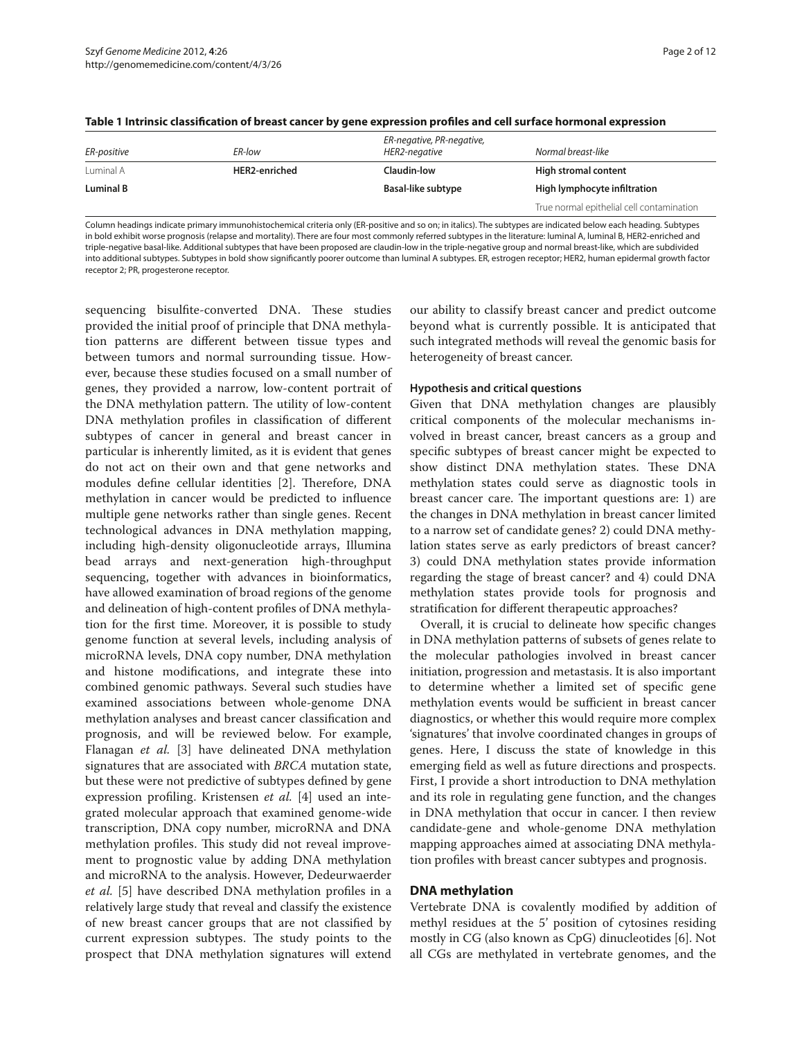**Table 1 Intrinsic classification of breast cancer by gene expression profiles and cell surface hormonal expression**

| *ER-positive* | *ER-low* | *ER-negative, PR-negative, HER2-negative* | *Normal breast-like* |
|---|---|---|---|
| Luminal A | **HER2-enriched** | **Claudin-low** | **High stromal content** |
| **Luminal B** | | **Basal-like subtype** | **High lymphocyte infiltration** |
| | | | True normal epithelial cell contamination |

Column headings indicate primary immunohistochemical criteria only (ER-positive and so on; in italics). The subtypes are indicated below each heading. Subtypes in bold exhibit worse prognosis (relapse and mortality). There are four most commonly referred subtypes in the literature: luminal A, luminal B, HER2-enriched and triple-negative basal-like. Additional subtypes that have been proposed are claudin-low in the triple-negative group and normal breast-like, which are subdivided into additional subtypes. Subtypes in bold show significantly poorer outcome than luminal A subtypes. ER, estrogen receptor; HER2, human epidermal growth factor receptor 2; PR, progesterone receptor.

sequencing bisulfite-converted DNA. These studies provided the initial proof of principle that DNA methylation patterns are different between tissue types and between tumors and normal surrounding tissue. However, because these studies focused on a small number of genes, they provided a narrow, low-content portrait of the DNA methylation pattern. The utility of low-content DNA methylation profiles in classification of different subtypes of cancer in general and breast cancer in particular is inherently limited, as it is evident that genes do not act on their own and that gene networks and modules define cellular identities [2]. Therefore, DNA methylation in cancer would be predicted to influence multiple gene networks rather than single genes. Recent technological advances in DNA methylation mapping, including high-density oligonucleotide arrays, Illumina bead arrays and next-generation high-throughput sequencing, together with advances in bioinformatics, have allowed examination of broad regions of the genome and delineation of high-content profiles of DNA methylation for the first time. Moreover, it is possible to study genome function at several levels, including analysis of microRNA levels, DNA copy number, DNA methylation and histone modifications, and integrate these into combined genomic pathways. Several such studies have examined associations between whole-genome DNA methylation analyses and breast cancer classification and prognosis, and will be reviewed below. For example, Flanagan *et al.* [3] have delineated DNA methylation signatures that are associated with *BRCA* mutation state, but these were not predictive of subtypes defined by gene expression profiling. Kristensen *et al.* [4] used an integrated molecular approach that examined genome-wide transcription, DNA copy number, microRNA and DNA methylation profiles. This study did not reveal improvement to prognostic value by adding DNA methylation and microRNA to the analysis. However, Dedeurwaerder *et al.* [5] have described DNA methylation profiles in a relatively large study that reveal and classify the existence of new breast cancer groups that are not classified by current expression subtypes. The study points to the prospect that DNA methylation signatures will extend our ability to classify breast cancer and predict outcome beyond what is currently possible. It is anticipated that such integrated methods will reveal the genomic basis for heterogeneity of breast cancer.

### Hypothesis and critical questions

Given that DNA methylation changes are plausibly critical components of the molecular mechanisms involved in breast cancer, breast cancers as a group and specific subtypes of breast cancer might be expected to show distinct DNA methylation states. These DNA methylation states could serve as diagnostic tools in breast cancer care. The important questions are: 1) are the changes in DNA methylation in breast cancer limited to a narrow set of candidate genes? 2) could DNA methylation states serve as early predictors of breast cancer? 3) could DNA methylation states provide information regarding the stage of breast cancer? and 4) could DNA methylation states provide tools for prognosis and stratification for different therapeutic approaches?

Overall, it is crucial to delineate how specific changes in DNA methylation patterns of subsets of genes relate to the molecular pathologies involved in breast cancer initiation, progression and metastasis. It is also important to determine whether a limited set of specific gene methylation events would be sufficient in breast cancer diagnostics, or whether this would require more complex 'signatures' that involve coordinated changes in groups of genes. Here, I discuss the state of knowledge in this emerging field as well as future directions and prospects. First, I provide a short introduction to DNA methylation and its role in regulating gene function, and the changes in DNA methylation that occur in cancer. I then review candidate-gene and whole-genome DNA methylation mapping approaches aimed at associating DNA methylation profiles with breast cancer subtypes and prognosis.

## DNA methylation

Vertebrate DNA is covalently modified by addition of methyl residues at the 5' position of cytosines residing mostly in CG (also known as CpG) dinucleotides [6]. Not all CGs are methylated in vertebrate genomes, and the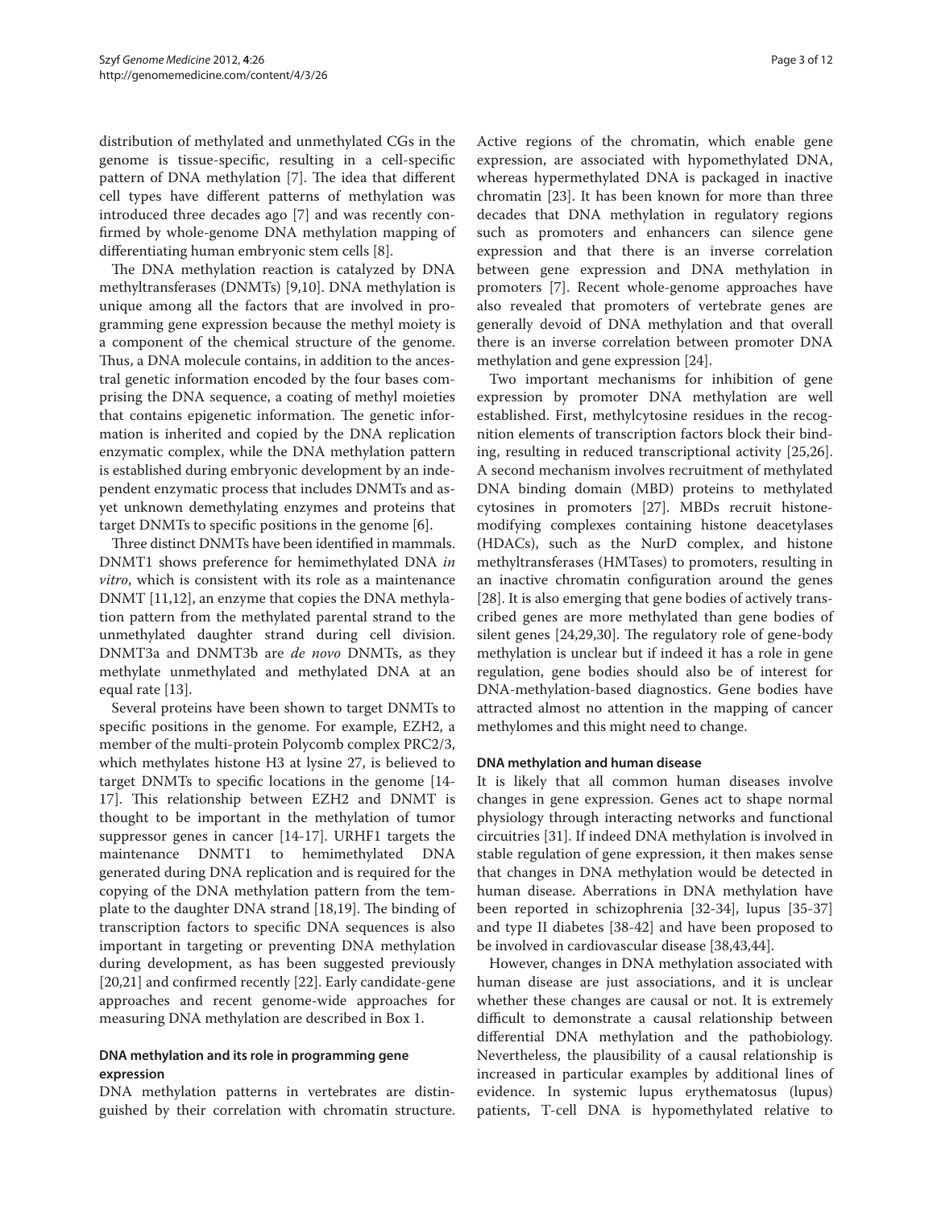distribution of methylated and unmethylated CGs in the genome is tissue-specific, resulting in a cell-specific pattern of DNA methylation [7]. The idea that different cell types have different patterns of methylation was introduced three decades ago [7] and was recently confirmed by whole-genome DNA methylation mapping of differentiating human embryonic stem cells [8].

The DNA methylation reaction is catalyzed by DNA methyltransferases (DNMTs) [9,10]. DNA methylation is unique among all the factors that are involved in programming gene expression because the methyl moiety is a component of the chemical structure of the genome. Thus, a DNA molecule contains, in addition to the ancestral genetic information encoded by the four bases comprising the DNA sequence, a coating of methyl moieties that contains epigenetic information. The genetic information is inherited and copied by the DNA replication enzymatic complex, while the DNA methylation pattern is established during embryonic development by an independent enzymatic process that includes DNMTs and as-yet unknown demethylating enzymes and proteins that target DNMTs to specific positions in the genome [6].

Three distinct DNMTs have been identified in mammals. DNMT1 shows preference for hemimethylated DNA *in vitro*, which is consistent with its role as a maintenance DNMT [11,12], an enzyme that copies the DNA methylation pattern from the methylated parental strand to the unmethylated daughter strand during cell division. DNMT3a and DNMT3b are *de novo* DNMTs, as they methylate unmethylated and methylated DNA at an equal rate [13].

Several proteins have been shown to target DNMTs to specific positions in the genome. For example, EZH2, a member of the multi-protein Polycomb complex PRC2/3, which methylates histone H3 at lysine 27, is believed to target DNMTs to specific locations in the genome [14-17]. This relationship between EZH2 and DNMT is thought to be important in the methylation of tumor suppressor genes in cancer [14-17]. URHF1 targets the maintenance DNMT1 to hemimethylated DNA generated during DNA replication and is required for the copying of the DNA methylation pattern from the template to the daughter DNA strand [18,19]. The binding of transcription factors to specific DNA sequences is also important in targeting or preventing DNA methylation during development, as has been suggested previously [20,21] and confirmed recently [22]. Early candidate-gene approaches and recent genome-wide approaches for measuring DNA methylation are described in Box 1.

### DNA methylation and its role in programming gene expression

DNA methylation patterns in vertebrates are distinguished by their correlation with chromatin structure. Active regions of the chromatin, which enable gene expression, are associated with hypomethylated DNA, whereas hypermethylated DNA is packaged in inactive chromatin [23]. It has been known for more than three decades that DNA methylation in regulatory regions such as promoters and enhancers can silence gene expression and that there is an inverse correlation between gene expression and DNA methylation in promoters [7]. Recent whole-genome approaches have also revealed that promoters of vertebrate genes are generally devoid of DNA methylation and that overall there is an inverse correlation between promoter DNA methylation and gene expression [24].

Two important mechanisms for inhibition of gene expression by promoter DNA methylation are well established. First, methylcytosine residues in the recognition elements of transcription factors block their binding, resulting in reduced transcriptional activity [25,26]. A second mechanism involves recruitment of methylated DNA binding domain (MBD) proteins to methylated cytosines in promoters [27]. MBDs recruit histone-modifying complexes containing histone deacetylases (HDACs), such as the NurD complex, and histone methyltransferases (HMTases) to promoters, resulting in an inactive chromatin configuration around the genes [28]. It is also emerging that gene bodies of actively transcribed genes are more methylated than gene bodies of silent genes [24,29,30]. The regulatory role of gene-body methylation is unclear but if indeed it has a role in gene regulation, gene bodies should also be of interest for DNA-methylation-based diagnostics. Gene bodies have attracted almost no attention in the mapping of cancer methylomes and this might need to change.

### DNA methylation and human disease

It is likely that all common human diseases involve changes in gene expression. Genes act to shape normal physiology through interacting networks and functional circuitries [31]. If indeed DNA methylation is involved in stable regulation of gene expression, it then makes sense that changes in DNA methylation would be detected in human disease. Aberrations in DNA methylation have been reported in schizophrenia [32-34], lupus [35-37] and type II diabetes [38-42] and have been proposed to be involved in cardiovascular disease [38,43,44].

However, changes in DNA methylation associated with human disease are just associations, and it is unclear whether these changes are causal or not. It is extremely difficult to demonstrate a causal relationship between differential DNA methylation and the pathobiology. Nevertheless, the plausibility of a causal relationship is increased in particular examples by additional lines of evidence. In systemic lupus erythematosus (lupus) patients, T-cell DNA is hypomethylated relative to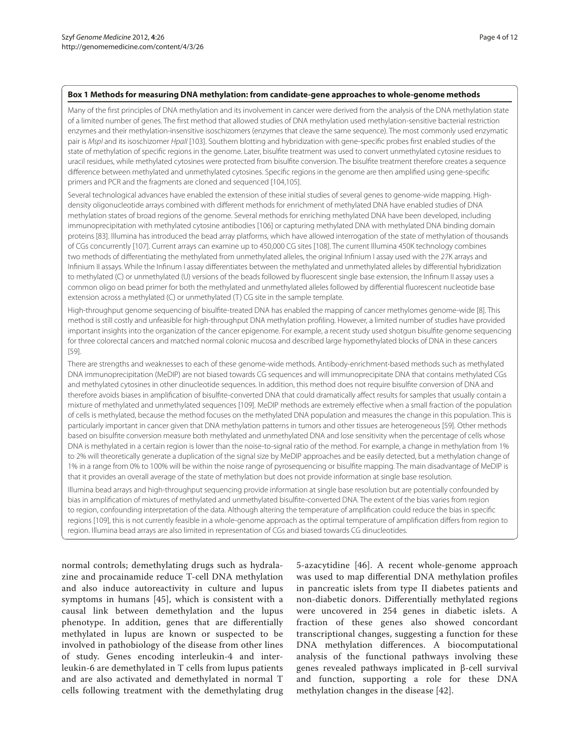### Box 1 Methods for measuring DNA methylation: from candidate-gene approaches to whole-genome methods

Many of the first principles of DNA methylation and its involvement in cancer were derived from the analysis of the DNA methylation state of a limited number of genes. The first method that allowed studies of DNA methylation used methylation-sensitive bacterial restriction enzymes and their methylation-insensitive isoschizomers (enzymes that cleave the same sequence). The most commonly used enzymatic pair is *MspI* and its isoschizomer *HpaII* [103]. Southern blotting and hybridization with gene-specific probes first enabled studies of the state of methylation of specific regions in the genome. Later, bisulfite treatment was used to convert unmethylated cytosine residues to uracil residues, while methylated cytosines were protected from bisulfite conversion. The bisulfite treatment therefore creates a sequence difference between methylated and unmethylated cytosines. Specific regions in the genome are then amplified using gene-specific primers and PCR and the fragments are cloned and sequenced [104,105].

Several technological advances have enabled the extension of these initial studies of several genes to genome-wide mapping. High-density oligonucleotide arrays combined with different methods for enrichment of methylated DNA have enabled studies of DNA methylation states of broad regions of the genome. Several methods for enriching methylated DNA have been developed, including immunoprecipitation with methylated cytosine antibodies [106] or capturing methylated DNA with methylated DNA binding domain proteins [83]. Illumina has introduced the bead array platforms, which have allowed interrogation of the state of methylation of thousands of CGs concurrently [107]. Current arrays can examine up to 450,000 CG sites [108]. The current Illumina 450K technology combines two methods of differentiating the methylated from unmethylated alleles, the original Infinium I assay used with the 27K arrays and Infinium II assays. While the Infinum I assay differentiates between the methylated and unmethylated alleles by differential hybridization to methylated (C) or unmethylated (U) versions of the beads followed by fluorescent single base extension, the Infinum II assay uses a common oligo on bead primer for both the methylated and unmethylated alleles followed by differential fluorescent nucleotide base extension across a methylated (C) or unmethylated (T) CG site in the sample template.

High-throughput genome sequencing of bisulfite-treated DNA has enabled the mapping of cancer methylomes genome-wide [8]. This method is still costly and unfeasible for high-throughput DNA methylation profiling. However, a limited number of studies have provided important insights into the organization of the cancer epigenome. For example, a recent study used shotgun bisulfite genome sequencing for three colorectal cancers and matched normal colonic mucosa and described large hypomethylated blocks of DNA in these cancers [59].

There are strengths and weaknesses to each of these genome-wide methods. Antibody-enrichment-based methods such as methylated DNA immunoprecipitation (MeDIP) are not biased towards CG sequences and will immunoprecipitate DNA that contains methylated CGs and methylated cytosines in other dinucleotide sequences. In addition, this method does not require bisulfite conversion of DNA and therefore avoids biases in amplification of bisulfite-converted DNA that could dramatically affect results for samples that usually contain a mixture of methylated and unmethylated sequences [109]. MeDIP methods are extremely effective when a small fraction of the population of cells is methylated, because the method focuses on the methylated DNA population and measures the change in this population. This is particularly important in cancer given that DNA methylation patterns in tumors and other tissues are heterogeneous [59]. Other methods based on bisulfite conversion measure both methylated and unmethylated DNA and lose sensitivity when the percentage of cells whose DNA is methylated in a certain region is lower than the noise-to-signal ratio of the method. For example, a change in methylation from 1% to 2% will theoretically generate a duplication of the signal size by MeDIP approaches and be easily detected, but a methylation change of 1% in a range from 0% to 100% will be within the noise range of pyrosequencing or bisulfite mapping. The main disadvantage of MeDIP is that it provides an overall average of the state of methylation but does not provide information at single base resolution.

Illumina bead arrays and high-throughput sequencing provide information at single base resolution but are potentially confounded by bias in amplification of mixtures of methylated and unmethylated bisulfite-converted DNA. The extent of the bias varies from region to region, confounding interpretation of the data. Although altering the temperature of amplification could reduce the bias in specific regions [109], this is not currently feasible in a whole-genome approach as the optimal temperature of amplification differs from region to region. Illumina bead arrays are also limited in representation of CGs and biased towards CG dinucleotides.

normal controls; demethylating drugs such as hydralazine and procainamide reduce T-cell DNA methylation and also induce autoreactivity in culture and lupus symptoms in humans [45], which is consistent with a causal link between demethylation and the lupus phenotype. In addition, genes that are differentially methylated in lupus are known or suspected to be involved in pathobiology of the disease from other lines of study. Genes encoding interleukin-4 and interleukin-6 are demethylated in T cells from lupus patients and are also activated and demethylated in normal T cells following treatment with the demethylating drug 5-azacytidine [46]. A recent whole-genome approach was used to map differential DNA methylation profiles in pancreatic islets from type II diabetes patients and non-diabetic donors. Differentially methylated regions were uncovered in 254 genes in diabetic islets. A fraction of these genes also showed concordant transcriptional changes, suggesting a function for these DNA methylation differences. A biocomputational analysis of the functional pathways involving these genes revealed pathways implicated in β-cell survival and function, supporting a role for these DNA methylation changes in the disease [42].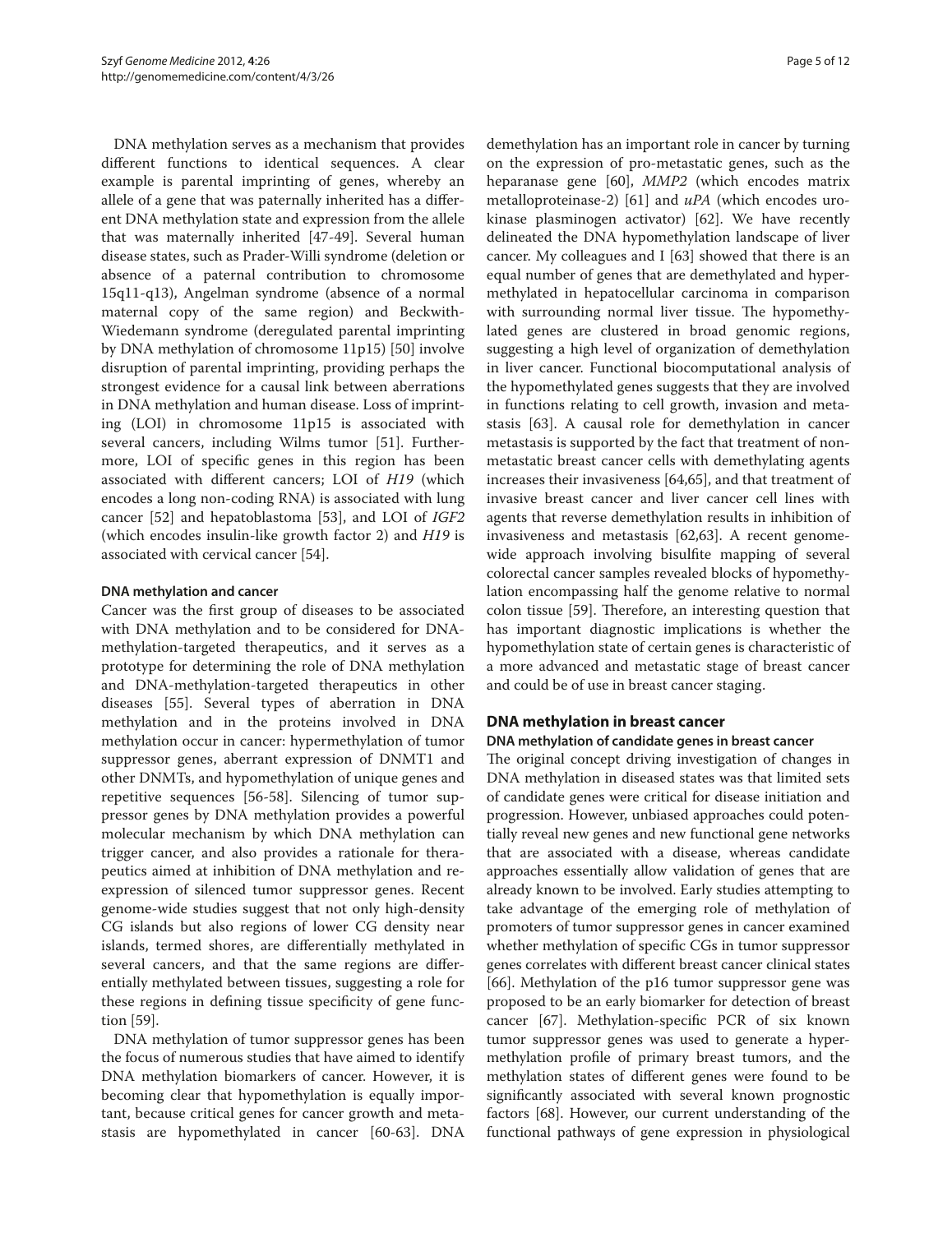DNA methylation serves as a mechanism that provides different functions to identical sequences. A clear example is parental imprinting of genes, whereby an allele of a gene that was paternally inherited has a different DNA methylation state and expression from the allele that was maternally inherited [47-49]. Several human disease states, such as Prader-Willi syndrome (deletion or absence of a paternal contribution to chromosome 15q11-q13), Angelman syndrome (absence of a normal maternal copy of the same region) and Beckwith-Wiedemann syndrome (deregulated parental imprinting by DNA methylation of chromosome 11p15) [50] involve disruption of parental imprinting, providing perhaps the strongest evidence for a causal link between aberrations in DNA methylation and human disease. Loss of imprinting (LOI) in chromosome 11p15 is associated with several cancers, including Wilms tumor [51]. Furthermore, LOI of specific genes in this region has been associated with different cancers; LOI of *H19* (which encodes a long non-coding RNA) is associated with lung cancer [52] and hepatoblastoma [53], and LOI of *IGF2* (which encodes insulin-like growth factor 2) and *H19* is associated with cervical cancer [54].

#### DNA methylation and cancer

Cancer was the first group of diseases to be associated with DNA methylation and to be considered for DNA-methylation-targeted therapeutics, and it serves as a prototype for determining the role of DNA methylation and DNA-methylation-targeted therapeutics in other diseases [55]. Several types of aberration in DNA methylation and in the proteins involved in DNA methylation occur in cancer: hypermethylation of tumor suppressor genes, aberrant expression of DNMT1 and other DNMTs, and hypomethylation of unique genes and repetitive sequences [56-58]. Silencing of tumor suppressor genes by DNA methylation provides a powerful molecular mechanism by which DNA methylation can trigger cancer, and also provides a rationale for therapeutics aimed at inhibition of DNA methylation and re-expression of silenced tumor suppressor genes. Recent genome-wide studies suggest that not only high-density CG islands but also regions of lower CG density near islands, termed shores, are differentially methylated in several cancers, and that the same regions are differentially methylated between tissues, suggesting a role for these regions in defining tissue specificity of gene function [59].

DNA methylation of tumor suppressor genes has been the focus of numerous studies that have aimed to identify DNA methylation biomarkers of cancer. However, it is becoming clear that hypomethylation is equally important, because critical genes for cancer growth and metastasis are hypomethylated in cancer [60-63]. DNA demethylation has an important role in cancer by turning on the expression of pro-metastatic genes, such as the heparanase gene [60], *MMP2* (which encodes matrix metalloproteinase-2) [61] and *uPA* (which encodes urokinase plasminogen activator) [62]. We have recently delineated the DNA hypomethylation landscape of liver cancer. My colleagues and I [63] showed that there is an equal number of genes that are demethylated and hypermethylated in hepatocellular carcinoma in comparison with surrounding normal liver tissue. The hypomethylated genes are clustered in broad genomic regions, suggesting a high level of organization of demethylation in liver cancer. Functional biocomputational analysis of the hypomethylated genes suggests that they are involved in functions relating to cell growth, invasion and metastasis [63]. A causal role for demethylation in cancer metastasis is supported by the fact that treatment of non-metastatic breast cancer cells with demethylating agents increases their invasiveness [64,65], and that treatment of invasive breast cancer and liver cancer cell lines with agents that reverse demethylation results in inhibition of invasiveness and metastasis [62,63]. A recent genome-wide approach involving bisulfite mapping of several colorectal cancer samples revealed blocks of hypomethylation encompassing half the genome relative to normal colon tissue [59]. Therefore, an interesting question that has important diagnostic implications is whether the hypomethylation state of certain genes is characteristic of a more advanced and metastatic stage of breast cancer and could be of use in breast cancer staging.

### DNA methylation in breast cancer

#### DNA methylation of candidate genes in breast cancer

The original concept driving investigation of changes in DNA methylation in diseased states was that limited sets of candidate genes were critical for disease initiation and progression. However, unbiased approaches could potentially reveal new genes and new functional gene networks that are associated with a disease, whereas candidate approaches essentially allow validation of genes that are already known to be involved. Early studies attempting to take advantage of the emerging role of methylation of promoters of tumor suppressor genes in cancer examined whether methylation of specific CGs in tumor suppressor genes correlates with different breast cancer clinical states [66]. Methylation of the p16 tumor suppressor gene was proposed to be an early biomarker for detection of breast cancer [67]. Methylation-specific PCR of six known tumor suppressor genes was used to generate a hypermethylation profile of primary breast tumors, and the methylation states of different genes were found to be significantly associated with several known prognostic factors [68]. However, our current understanding of the functional pathways of gene expression in physiological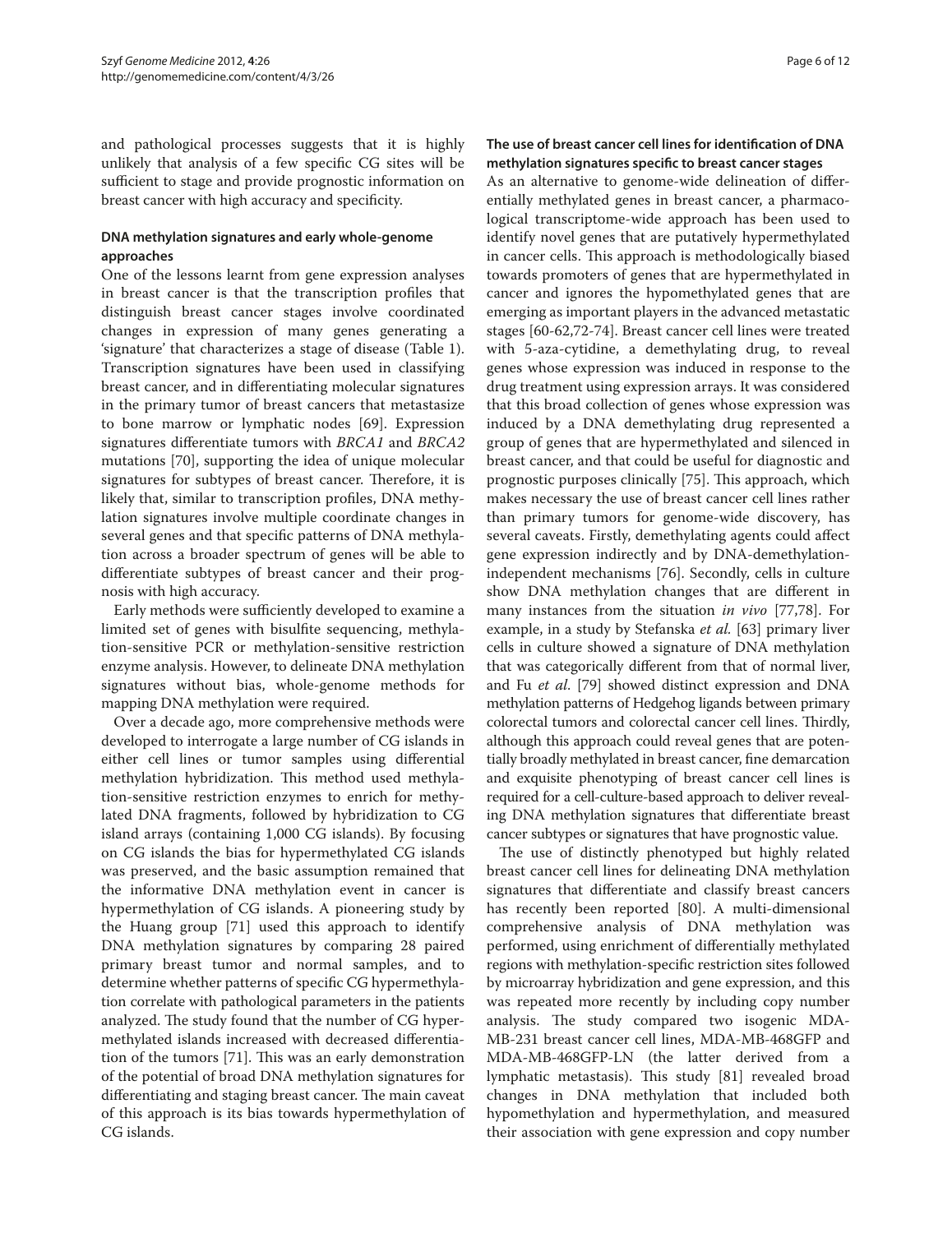and pathological processes suggests that it is highly unlikely that analysis of a few specific CG sites will be sufficient to stage and provide prognostic information on breast cancer with high accuracy and specificity.

### DNA methylation signatures and early whole-genome approaches

One of the lessons learnt from gene expression analyses in breast cancer is that the transcription profiles that distinguish breast cancer stages involve coordinated changes in expression of many genes generating a 'signature' that characterizes a stage of disease (Table 1). Transcription signatures have been used in classifying breast cancer, and in differentiating molecular signatures in the primary tumor of breast cancers that metastasize to bone marrow or lymphatic nodes [69]. Expression signatures differentiate tumors with *BRCA1* and *BRCA2* mutations [70], supporting the idea of unique molecular signatures for subtypes of breast cancer. Therefore, it is likely that, similar to transcription profiles, DNA methylation signatures involve multiple coordinate changes in several genes and that specific patterns of DNA methylation across a broader spectrum of genes will be able to differentiate subtypes of breast cancer and their prognosis with high accuracy.

Early methods were sufficiently developed to examine a limited set of genes with bisulfite sequencing, methylation-sensitive PCR or methylation-sensitive restriction enzyme analysis. However, to delineate DNA methylation signatures without bias, whole-genome methods for mapping DNA methylation were required.

Over a decade ago, more comprehensive methods were developed to interrogate a large number of CG islands in either cell lines or tumor samples using differential methylation hybridization. This method used methylation-sensitive restriction enzymes to enrich for methylated DNA fragments, followed by hybridization to CG island arrays (containing 1,000 CG islands). By focusing on CG islands the bias for hypermethylated CG islands was preserved, and the basic assumption remained that the informative DNA methylation event in cancer is hypermethylation of CG islands. A pioneering study by the Huang group [71] used this approach to identify DNA methylation signatures by comparing 28 paired primary breast tumor and normal samples, and to determine whether patterns of specific CG hypermethylation correlate with pathological parameters in the patients analyzed. The study found that the number of CG hypermethylated islands increased with decreased differentiation of the tumors [71]. This was an early demonstration of the potential of broad DNA methylation signatures for differentiating and staging breast cancer. The main caveat of this approach is its bias towards hypermethylation of CG islands.

### The use of breast cancer cell lines for identification of DNA methylation signatures specific to breast cancer stages

As an alternative to genome-wide delineation of differentially methylated genes in breast cancer, a pharmacological transcriptome-wide approach has been used to identify novel genes that are putatively hypermethylated in cancer cells. This approach is methodologically biased towards promoters of genes that are hypermethylated in cancer and ignores the hypomethylated genes that are emerging as important players in the advanced metastatic stages [60-62,72-74]. Breast cancer cell lines were treated with 5-aza-cytidine, a demethylating drug, to reveal genes whose expression was induced in response to the drug treatment using expression arrays. It was considered that this broad collection of genes whose expression was induced by a DNA demethylating drug represented a group of genes that are hypermethylated and silenced in breast cancer, and that could be useful for diagnostic and prognostic purposes clinically [75]. This approach, which makes necessary the use of breast cancer cell lines rather than primary tumors for genome-wide discovery, has several caveats. Firstly, demethylating agents could affect gene expression indirectly and by DNA-demethylation-independent mechanisms [76]. Secondly, cells in culture show DNA methylation changes that are different in many instances from the situation *in vivo* [77,78]. For example, in a study by Stefanska *et al.* [63] primary liver cells in culture showed a signature of DNA methylation that was categorically different from that of normal liver, and Fu *et al*. [79] showed distinct expression and DNA methylation patterns of Hedgehog ligands between primary colorectal tumors and colorectal cancer cell lines. Thirdly, although this approach could reveal genes that are potentially broadly methylated in breast cancer, fine demarcation and exquisite phenotyping of breast cancer cell lines is required for a cell-culture-based approach to deliver revealing DNA methylation signatures that differentiate breast cancer subtypes or signatures that have prognostic value.

The use of distinctly phenotyped but highly related breast cancer cell lines for delineating DNA methylation signatures that differentiate and classify breast cancers has recently been reported [80]. A multi-dimensional comprehensive analysis of DNA methylation was performed, using enrichment of differentially methylated regions with methylation-specific restriction sites followed by microarray hybridization and gene expression, and this was repeated more recently by including copy number analysis. The study compared two isogenic MDA-MB-231 breast cancer cell lines, MDA-MB-468GFP and MDA-MB-468GFP-LN (the latter derived from a lymphatic metastasis). This study [81] revealed broad changes in DNA methylation that included both hypomethylation and hypermethylation, and measured their association with gene expression and copy number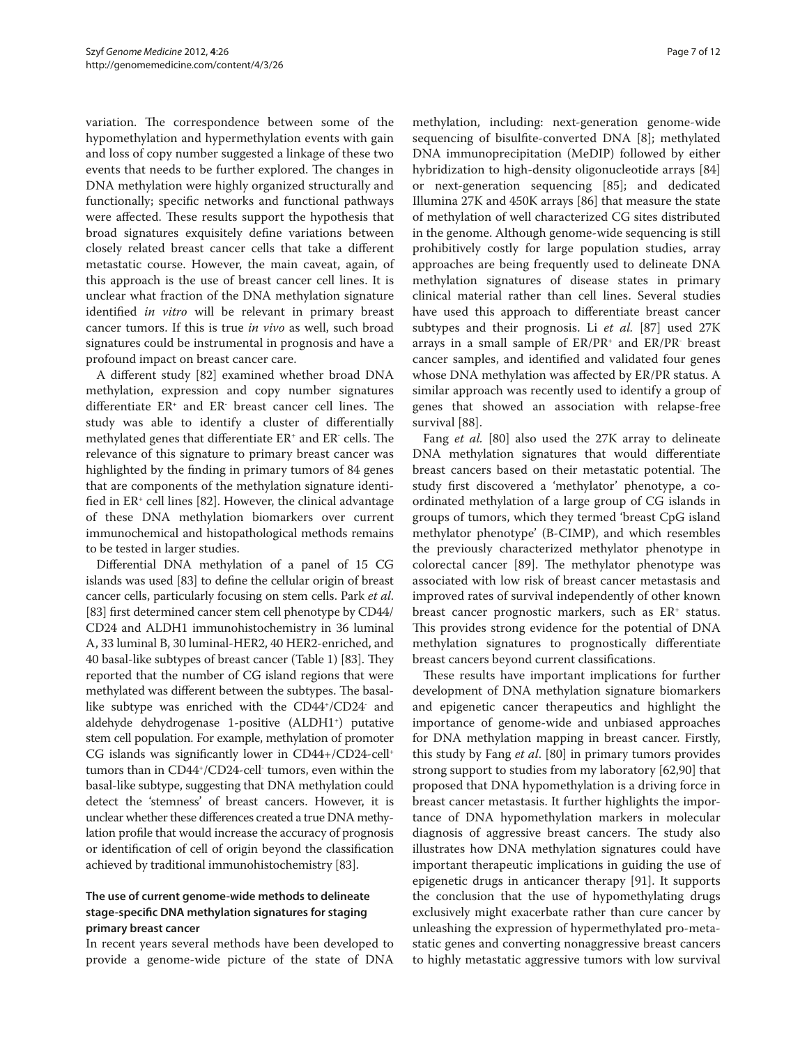variation. The correspondence between some of the hypomethylation and hypermethylation events with gain and loss of copy number suggested a linkage of these two events that needs to be further explored. The changes in DNA methylation were highly organized structurally and functionally; specific networks and functional pathways were affected. These results support the hypothesis that broad signatures exquisitely define variations between closely related breast cancer cells that take a different metastatic course. However, the main caveat, again, of this approach is the use of breast cancer cell lines. It is unclear what fraction of the DNA methylation signature identified *in vitro* will be relevant in primary breast cancer tumors. If this is true *in vivo* as well, such broad signatures could be instrumental in prognosis and have a profound impact on breast cancer care.

A different study [82] examined whether broad DNA methylation, expression and copy number signatures differentiate $ER^+$ and $ER^-$ breast cancer cell lines. The study was able to identify a cluster of differentially methylated genes that differentiate $ER^+$ and $ER^-$ cells. The relevance of this signature to primary breast cancer was highlighted by the finding in primary tumors of 84 genes that are components of the methylation signature identified in $ER^+$ cell lines [82]. However, the clinical advantage of these DNA methylation biomarkers over current immunochemical and histopathological methods remains to be tested in larger studies.

Differential DNA methylation of a panel of 15 CG islands was used [83] to define the cellular origin of breast cancer cells, particularly focusing on stem cells. Park *et al*. [83] first determined cancer stem cell phenotype by CD44/CD24 and ALDH1 immunohistochemistry in 36 luminal A, 33 luminal B, 30 luminal-HER2, 40 HER2-enriched, and 40 basal-like subtypes of breast cancer (Table 1) [83]. They reported that the number of CG island regions that were methylated was different between the subtypes. The basal-like subtype was enriched with the $CD44^+/CD24^-$ and aldehyde dehydrogenase 1-positive ($ALDH1^+$) putative stem cell population. For example, methylation of promoter CG islands was significantly lower in CD44+/CD24-cell$^+$ tumors than in $CD44^+$/CD24-cell$^-$ tumors, even within the basal-like subtype, suggesting that DNA methylation could detect the 'stemness' of breast cancers. However, it is unclear whether these differences created a true DNA methylation profile that would increase the accuracy of prognosis or identification of cell of origin beyond the classification achieved by traditional immunohistochemistry [83].

### The use of current genome-wide methods to delineate stage-specific DNA methylation signatures for staging primary breast cancer

In recent years several methods have been developed to provide a genome-wide picture of the state of DNA methylation, including: next-generation genome-wide sequencing of bisulfite-converted DNA [8]; methylated DNA immunoprecipitation (MeDIP) followed by either hybridization to high-density oligonucleotide arrays [84] or next-generation sequencing [85]; and dedicated Illumina 27K and 450K arrays [86] that measure the state of methylation of well characterized CG sites distributed in the genome. Although genome-wide sequencing is still prohibitively costly for large population studies, array approaches are being frequently used to delineate DNA methylation signatures of disease states in primary clinical material rather than cell lines. Several studies have used this approach to differentiate breast cancer subtypes and their prognosis. Li *et al*. [87] used 27K arrays in a small sample of $ER/PR^+$ and $ER/PR^-$ breast cancer samples, and identified and validated four genes whose DNA methylation was affected by ER/PR status. A similar approach was recently used to identify a group of genes that showed an association with relapse-free survival [88].

Fang *et al*. [80] also used the 27K array to delineate DNA methylation signatures that would differentiate breast cancers based on their metastatic potential. The study first discovered a 'methylator' phenotype, a coordinated methylation of a large group of CG islands in groups of tumors, which they termed 'breast CpG island methylator phenotype' (B-CIMP), and which resembles the previously characterized methylator phenotype in colorectal cancer [89]. The methylator phenotype was associated with low risk of breast cancer metastasis and improved rates of survival independently of other known breast cancer prognostic markers, such as $ER^+$ status. This provides strong evidence for the potential of DNA methylation signatures to prognostically differentiate breast cancers beyond current classifications.

These results have important implications for further development of DNA methylation signature biomarkers and epigenetic cancer therapeutics and highlight the importance of genome-wide and unbiased approaches for DNA methylation mapping in breast cancer. Firstly, this study by Fang *et al*. [80] in primary tumors provides strong support to studies from my laboratory [62,90] that proposed that DNA hypomethylation is a driving force in breast cancer metastasis. It further highlights the importance of DNA hypomethylation markers in molecular diagnosis of aggressive breast cancers. The study also illustrates how DNA methylation signatures could have important therapeutic implications in guiding the use of epigenetic drugs in anticancer therapy [91]. It supports the conclusion that the use of hypomethylating drugs exclusively might exacerbate rather than cure cancer by unleashing the expression of hypermethylated pro-metastatic genes and converting nonaggressive breast cancers to highly metastatic aggressive tumors with low survival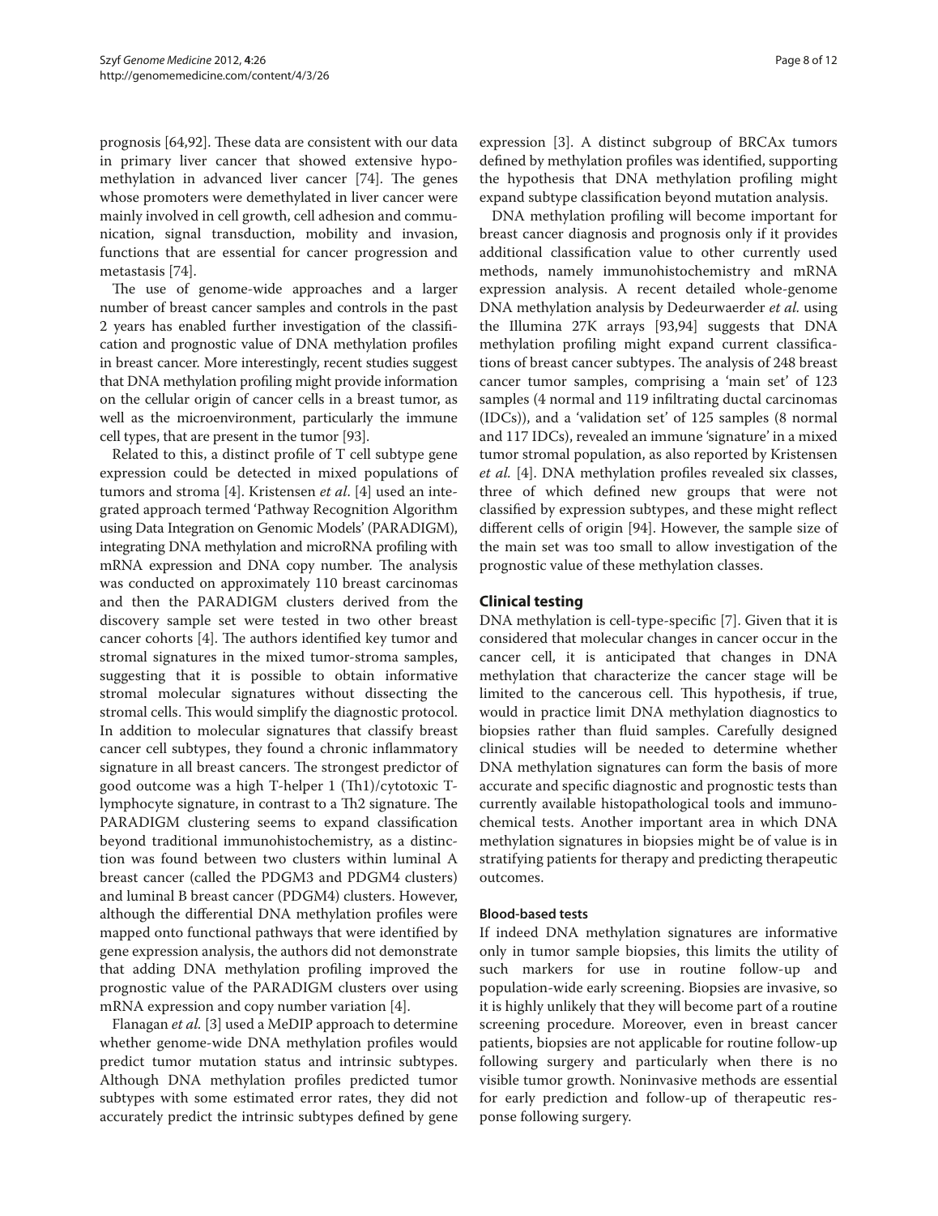prognosis [64,92]. These data are consistent with our data in primary liver cancer that showed extensive hypomethylation in advanced liver cancer [74]. The genes whose promoters were demethylated in liver cancer were mainly involved in cell growth, cell adhesion and communication, signal transduction, mobility and invasion, functions that are essential for cancer progression and metastasis [74].

The use of genome-wide approaches and a larger number of breast cancer samples and controls in the past 2 years has enabled further investigation of the classification and prognostic value of DNA methylation profiles in breast cancer. More interestingly, recent studies suggest that DNA methylation profiling might provide information on the cellular origin of cancer cells in a breast tumor, as well as the microenvironment, particularly the immune cell types, that are present in the tumor [93].

Related to this, a distinct profile of T cell subtype gene expression could be detected in mixed populations of tumors and stroma [4]. Kristensen *et al*. [4] used an integrated approach termed 'Pathway Recognition Algorithm using Data Integration on Genomic Models' (PARADIGM), integrating DNA methylation and microRNA profiling with mRNA expression and DNA copy number. The analysis was conducted on approximately 110 breast carcinomas and then the PARADIGM clusters derived from the discovery sample set were tested in two other breast cancer cohorts [4]. The authors identified key tumor and stromal signatures in the mixed tumor-stroma samples, suggesting that it is possible to obtain informative stromal molecular signatures without dissecting the stromal cells. This would simplify the diagnostic protocol. In addition to molecular signatures that classify breast cancer cell subtypes, they found a chronic inflammatory signature in all breast cancers. The strongest predictor of good outcome was a high T-helper 1 (Th1)/cytotoxic T-lymphocyte signature, in contrast to a Th2 signature. The PARADIGM clustering seems to expand classification beyond traditional immunohistochemistry, as a distinction was found between two clusters within luminal A breast cancer (called the PDGM3 and PDGM4 clusters) and luminal B breast cancer (PDGM4) clusters. However, although the differential DNA methylation profiles were mapped onto functional pathways that were identified by gene expression analysis, the authors did not demonstrate that adding DNA methylation profiling improved the prognostic value of the PARADIGM clusters over using mRNA expression and copy number variation [4].

Flanagan *et al.* [3] used a MeDIP approach to determine whether genome-wide DNA methylation profiles would predict tumor mutation status and intrinsic subtypes. Although DNA methylation profiles predicted tumor subtypes with some estimated error rates, they did not accurately predict the intrinsic subtypes defined by gene expression [3]. A distinct subgroup of BRCAx tumors defined by methylation profiles was identified, supporting the hypothesis that DNA methylation profiling might expand subtype classification beyond mutation analysis.

DNA methylation profiling will become important for breast cancer diagnosis and prognosis only if it provides additional classification value to other currently used methods, namely immunohistochemistry and mRNA expression analysis. A recent detailed whole-genome DNA methylation analysis by Dedeurwaerder *et al.* using the Illumina 27K arrays [93,94] suggests that DNA methylation profiling might expand current classifications of breast cancer subtypes. The analysis of 248 breast cancer tumor samples, comprising a 'main set' of 123 samples (4 normal and 119 infiltrating ductal carcinomas (IDCs)), and a 'validation set' of 125 samples (8 normal and 117 IDCs), revealed an immune 'signature' in a mixed tumor stromal population, as also reported by Kristensen *et al.* [4]. DNA methylation profiles revealed six classes, three of which defined new groups that were not classified by expression subtypes, and these might reflect different cells of origin [94]. However, the sample size of the main set was too small to allow investigation of the prognostic value of these methylation classes.

## Clinical testing

DNA methylation is cell-type-specific [7]. Given that it is considered that molecular changes in cancer occur in the cancer cell, it is anticipated that changes in DNA methylation that characterize the cancer stage will be limited to the cancerous cell. This hypothesis, if true, would in practice limit DNA methylation diagnostics to biopsies rather than fluid samples. Carefully designed clinical studies will be needed to determine whether DNA methylation signatures can form the basis of more accurate and specific diagnostic and prognostic tests than currently available histopathological tools and immunochemical tests. Another important area in which DNA methylation signatures in biopsies might be of value is in stratifying patients for therapy and predicting therapeutic outcomes.

### Blood-based tests

If indeed DNA methylation signatures are informative only in tumor sample biopsies, this limits the utility of such markers for use in routine follow-up and population-wide early screening. Biopsies are invasive, so it is highly unlikely that they will become part of a routine screening procedure. Moreover, even in breast cancer patients, biopsies are not applicable for routine follow-up following surgery and particularly when there is no visible tumor growth. Noninvasive methods are essential for early prediction and follow-up of therapeutic response following surgery.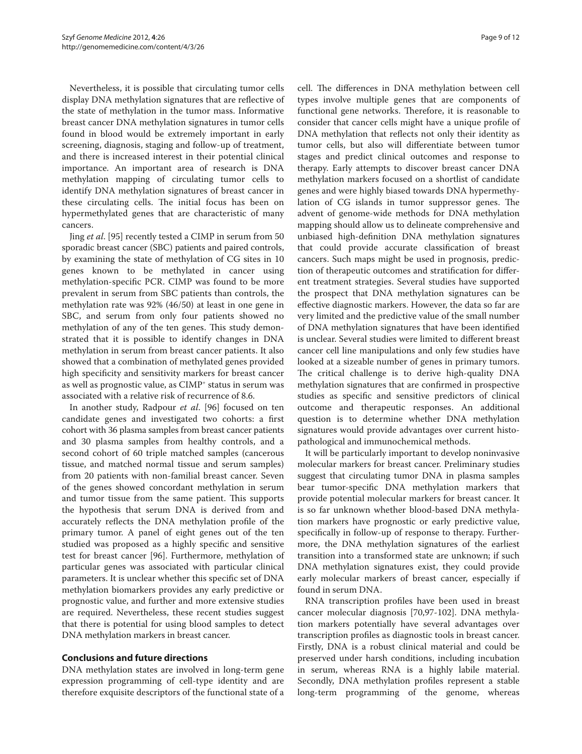Nevertheless, it is possible that circulating tumor cells display DNA methylation signatures that are reflective of the state of methylation in the tumor mass. Informative breast cancer DNA methylation signatures in tumor cells found in blood would be extremely important in early screening, diagnosis, staging and follow-up of treatment, and there is increased interest in their potential clinical importance. An important area of research is DNA methylation mapping of circulating tumor cells to identify DNA methylation signatures of breast cancer in these circulating cells. The initial focus has been on hypermethylated genes that are characteristic of many cancers.

Jing *et al*. [95] recently tested a CIMP in serum from 50 sporadic breast cancer (SBC) patients and paired controls, by examining the state of methylation of CG sites in 10 genes known to be methylated in cancer using methylation-specific PCR. CIMP was found to be more prevalent in serum from SBC patients than controls, the methylation rate was 92% (46/50) at least in one gene in SBC, and serum from only four patients showed no methylation of any of the ten genes. This study demonstrated that it is possible to identify changes in DNA methylation in serum from breast cancer patients. It also showed that a combination of methylated genes provided high specificity and sensitivity markers for breast cancer as well as prognostic value, as $CIMP^{+}$ status in serum was associated with a relative risk of recurrence of 8.6.

In another study, Radpour *et al*. [96] focused on ten candidate genes and investigated two cohorts: a first cohort with 36 plasma samples from breast cancer patients and 30 plasma samples from healthy controls, and a second cohort of 60 triple matched samples (cancerous tissue, and matched normal tissue and serum samples) from 20 patients with non-familial breast cancer. Seven of the genes showed concordant methylation in serum and tumor tissue from the same patient. This supports the hypothesis that serum DNA is derived from and accurately reflects the DNA methylation profile of the primary tumor. A panel of eight genes out of the ten studied was proposed as a highly specific and sensitive test for breast cancer [96]. Furthermore, methylation of particular genes was associated with particular clinical parameters. It is unclear whether this specific set of DNA methylation biomarkers provides any early predictive or prognostic value, and further and more extensive studies are required. Nevertheless, these recent studies suggest that there is potential for using blood samples to detect DNA methylation markers in breast cancer.

## Conclusions and future directions

DNA methylation states are involved in long-term gene expression programming of cell-type identity and are therefore exquisite descriptors of the functional state of a cell. The differences in DNA methylation between cell types involve multiple genes that are components of functional gene networks. Therefore, it is reasonable to consider that cancer cells might have a unique profile of DNA methylation that reflects not only their identity as tumor cells, but also will differentiate between tumor stages and predict clinical outcomes and response to therapy. Early attempts to discover breast cancer DNA methylation markers focused on a shortlist of candidate genes and were highly biased towards DNA hypermethylation of CG islands in tumor suppressor genes. The advent of genome-wide methods for DNA methylation mapping should allow us to delineate comprehensive and unbiased high-definition DNA methylation signatures that could provide accurate classification of breast cancers. Such maps might be used in prognosis, prediction of therapeutic outcomes and stratification for different treatment strategies. Several studies have supported the prospect that DNA methylation signatures can be effective diagnostic markers. However, the data so far are very limited and the predictive value of the small number of DNA methylation signatures that have been identified is unclear. Several studies were limited to different breast cancer cell line manipulations and only few studies have looked at a sizeable number of genes in primary tumors. The critical challenge is to derive high-quality DNA methylation signatures that are confirmed in prospective studies as specific and sensitive predictors of clinical outcome and therapeutic responses. An additional question is to determine whether DNA methylation signatures would provide advantages over current histopathological and immunochemical methods.

It will be particularly important to develop noninvasive molecular markers for breast cancer. Preliminary studies suggest that circulating tumor DNA in plasma samples bear tumor-specific DNA methylation markers that provide potential molecular markers for breast cancer. It is so far unknown whether blood-based DNA methylation markers have prognostic or early predictive value, specifically in follow-up of response to therapy. Furthermore, the DNA methylation signatures of the earliest transition into a transformed state are unknown; if such DNA methylation signatures exist, they could provide early molecular markers of breast cancer, especially if found in serum DNA.

RNA transcription profiles have been used in breast cancer molecular diagnosis [70,97-102]. DNA methylation markers potentially have several advantages over transcription profiles as diagnostic tools in breast cancer. Firstly, DNA is a robust clinical material and could be preserved under harsh conditions, including incubation in serum, whereas RNA is a highly labile material. Secondly, DNA methylation profiles represent a stable long-term programming of the genome, whereas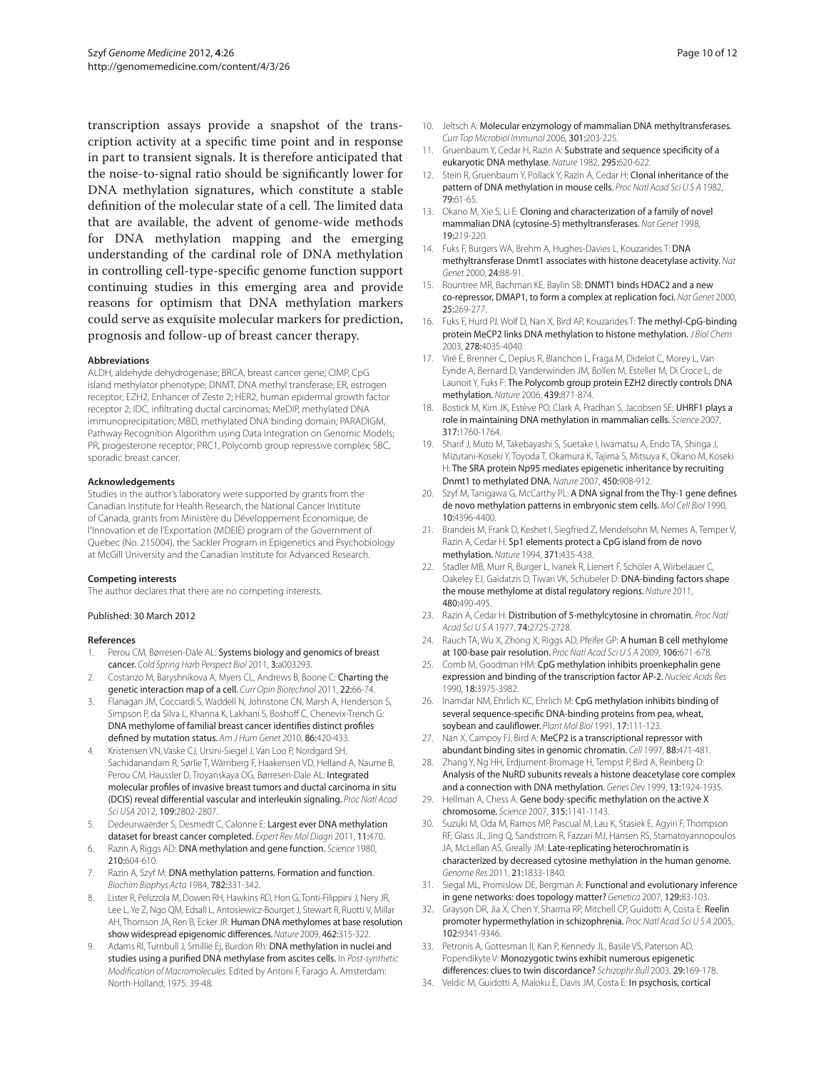transcription assays provide a snapshot of the transcription activity at a specific time point and in response in part to transient signals. It is therefore anticipated that the noise-to-signal ratio should be significantly lower for DNA methylation signatures, which constitute a stable definition of the molecular state of a cell. The limited data that are available, the advent of genome-wide methods for DNA methylation mapping and the emerging understanding of the cardinal role of DNA methylation in controlling cell-type-specific genome function support continuing studies in this emerging area and provide reasons for optimism that DNA methylation markers could serve as exquisite molecular markers for prediction, prognosis and follow-up of breast cancer therapy.

#### Abbreviations

ALDH, aldehyde dehydrogenase; BRCA, breast cancer gene; CIMP, CpG island methylator phenotype; DNMT, DNA methyl transferase; ER, estrogen receptor; EZH2, Enhancer of Zeste 2; HER2, human epidermal growth factor receptor 2; IDC, infiltrating ductal carcinomas; MeDIP, methylated DNA immunoprecipitation; MBD, methylated DNA binding domain; PARADIGM, Pathway Recognition Algorithm using Data Integration on Genomic Models; PR, progesterone receptor; PRC1, Polycomb group repressive complex; SBC, sporadic breast cancer.

#### Acknowledgements

Studies in the author's laboratory were supported by grants from the Canadian Institute for Health Research, the National Cancer Institute of Canada, grants from Ministère du Développement Économique, de l'Innovation et de l'Exportation (MDEIE) program of the Government of Quebec (No. 215004), the Sackler Program in Epigenetics and Psychobiology at McGill University and the Canadian Institute for Advanced Research.

#### Competing interests

The author declares that there are no competing interests.

Published: 30 March 2012

#### References

1. Perou CM, Børresen-Dale AL: **Systems biology and genomics of breast cancer.** *Cold Spring Harb Perspect Biol* 2011, **3:**a003293.
2. Costanzo M, Baryshnikova A, Myers CL, Andrews B, Boone C: **Charting the genetic interaction map of a cell.** *Curr Opin Biotechnol* 2011, **22:**66-74.
3. Flanagan JM, Cocciardi S, Waddell N, Johnstone CN, Marsh A, Henderson S, Simpson P, da Silva L, Khanna K, Lakhani S, Boshoff C, Chenevix-Trench G: **DNA methylome of familial breast cancer identifies distinct profiles defined by mutation status.** *Am J Hum Genet* 2010, **86:**420-433.
4. Kristensen VN, Vaske CJ, Ursini-Siegel J, Van Loo P, Nordgard SH, Sachidanandam R, Sørlie T, Wärnberg F, Haakensen VD, Helland A, Naume B, Perou CM, Haussler D, Troyanskaya OG, Børresen-Dale AL: **Integrated molecular profiles of invasive breast tumors and ductal carcinoma in situ (DCIS) reveal differential vascular and interleukin signaling.** *Proc Natl Acad Sci USA* 2012, **109:**2802-2807.
5. Dedeurwaerder S, Desmedt C, Calonne E: **Largest ever DNA methylation dataset for breast cancer completed.** *Expert Rev Mol Diagn* 2011, **11:**470.
6. Razin A, Riggs AD: **DNA methylation and gene function.** *Science* 1980, **210:**604-610.
7. Razin A, Szyf M: **DNA methylation patterns. Formation and function.** *Biochim Biophys Acta* 1984, **782:**331-342.
8. Lister R, Pelizzola M, Dowen RH, Hawkins RD, Hon G, Tonti-Filippini J, Nery JR, Lee L, Ye Z, Ngo QM, Edsall L, Antosiewicz-Bourget J, Stewart R, Ruotti V, Millar AH, Thomson JA, Ren B, Ecker JR: **Human DNA methylomes at base resolution show widespread epigenomic differences.** *Nature* 2009, **462:**315-322.
9. Adams RI, Turnbull J, Smillie Ej, Burdon Rh: **DNA methylation in nuclei and studies using a purified DNA methylase from ascites cells.** In *Post-synthetic Modification of Macromolecules.* Edited by Antoni F, Farago A. Amsterdam: North-Holland; 1975: 39-48.
10. Jeltsch A: **Molecular enzymology of mammalian DNA methyltransferases.** *Curr Top Microbiol Immunol* 2006, **301:**203-225.
11. Gruenbaum Y, Cedar H, Razin A: **Substrate and sequence specificity of a eukaryotic DNA methylase.** *Nature* 1982, **295:**620-622.
12. Stein R, Gruenbaum Y, Pollack Y, Razin A, Cedar H: **Clonal inheritance of the pattern of DNA methylation in mouse cells.** *Proc Natl Acad Sci U S A* 1982, **79:**61-65.
13. Okano M, Xie S, Li E: **Cloning and characterization of a family of novel mammalian DNA (cytosine-5) methyltransferases.** *Nat Genet* 1998, **19:**219-220.
14. Fuks F, Burgers WA, Brehm A, Hughes-Davies L, Kouzarides T: **DNA methyltransferase Dnmt1 associates with histone deacetylase activity.** *Nat Genet* 2000, **24:**88-91.
15. Rountree MR, Bachman KE, Baylin SB: **DNMT1 binds HDAC2 and a new co-repressor, DMAP1, to form a complex at replication foci.** *Nat Genet* 2000, **25:**269-277.
16. Fuks F, Hurd PJ, Wolf D, Nan X, Bird AP, Kouzarides T: **The methyl-CpG-binding protein MeCP2 links DNA methylation to histone methylation.** *J Biol Chem* 2003, **278:**4035-4040.
17. Viré E, Brenner C, Deplus R, Blanchon L, Fraga M, Didelot C, Morey L, Van Eynde A, Bernard D, Vanderwinden JM, Bollen M, Esteller M, Di Croce L, de Launoit Y, Fuks F: **The Polycomb group protein EZH2 directly controls DNA methylation.** *Nature* 2006, **439:**871-874.
18. Bostick M, Kim JK, Estève PO, Clark A, Pradhan S, Jacobsen SE: **UHRF1 plays a role in maintaining DNA methylation in mammalian cells.** *Science* 2007, **317:**1760-1764.
19. Sharif J, Muto M, Takebayashi S, Suetake I, Iwamatsu A, Endo TA, Shinga J, Mizutani-Koseki Y, Toyoda T, Okamura K, Tajima S, Mitsuya K, Okano M, Koseki H: **The SRA protein Np95 mediates epigenetic inheritance by recruiting Dnmt1 to methylated DNA.** *Nature* 2007, **450:**908-912.
20. Szyf M, Tanigawa G, McCarthy PL: **A DNA signal from the Thy-1 gene defines de novo methylation patterns in embryonic stem cells.** *Mol Cell Biol* 1990, **10:**4396-4400.
21. Brandeis M, Frank D, Keshet I, Siegfried Z, Mendelsohn M, Nemes A, Temper V, Razin A, Cedar H: **Sp1 elements protect a CpG island from de novo methylation.** *Nature* 1994, **371:**435-438.
22. Stadler MB, Murr R, Burger L, Ivanek R, Lienert F, Schöler A, Wirbelauer C, Oakeley EJ, Gaidatzis D, Tiwari VK, Schübeler D: **DNA-binding factors shape the mouse methylome at distal regulatory regions.** *Nature* 2011, **480:**490-495.
23. Razin A, Cedar H: **Distribution of 5-methylcytosine in chromatin.** *Proc Natl Acad Sci U S A* 1977, **74:**2725-2728.
24. Rauch TA, Wu X, Zhong X, Riggs AD, Pfeifer GP: **A human B cell methylome at 100-base pair resolution.** *Proc Natl Acad Sci U S A* 2009, **106:**671-678.
25. Comb M, Goodman HM: **CpG methylation inhibits proenkephalin gene expression and binding of the transcription factor AP-2.** *Nucleic Acids Res* 1990, **18:**3975-3982.
26. Inamdar NM, Ehrlich KC, Ehrlich M: **CpG methylation inhibits binding of several sequence-specific DNA-binding proteins from pea, wheat, soybean and cauliflower.** *Plant Mol Biol* 1991, **17:**111-123.
27. Nan X, Campoy FJ, Bird A: **MeCP2 is a transcriptional repressor with abundant binding sites in genomic chromatin.** *Cell* 1997, **88:**471-481.
28. Zhang Y, Ng HH, Erdjument-Bromage H, Tempst P, Bird A, Reinberg D: **Analysis of the NuRD subunits reveals a histone deacetylase core complex and a connection with DNA methylation.** *Genes Dev* 1999, **13:**1924-1935.
29. Hellman A, Chess A: **Gene body-specific methylation on the active X chromosome.** *Science* 2007, **315:**1141-1143.
30. Suzuki M, Oda M, Ramos MP, Pascual M, Lau K, Stasiek E, Agyiri F, Thompson RF, Glass JL, Jing Q, Sandstrom R, Fazzari MJ, Hansen RS, Stamatoyannopoulos JA, McLellan AS, Greally JM: **Late-replicating heterochromatin is characterized by decreased cytosine methylation in the human genome.** *Genome Res* 2011, **21:**1833-1840.
31. Siegal ML, Promislow DE, Bergman A: **Functional and evolutionary inference in gene networks: does topology matter?** *Genetica* 2007, **129:**83-103.
32. Grayson DR, Jia X, Chen Y, Sharma RP, Mitchell CP, Guidotti A, Costa E: **Reelin promoter hypermethylation in schizophrenia.** *Proc Natl Acad Sci U S A* 2005, **102:**9341-9346.
33. Petronis A, Gottesman II, Kan P, Kennedy JL, Basile VS, Paterson AD, Popendikyte V: **Monozygotic twins exhibit numerous epigenetic differences: clues to twin discordance?** *Schizophr Bull* 2003, **29:**169-178.
34. Veldic M, Guidotti A, Maloku E, Davis JM, Costa E: **In psychosis, cortical**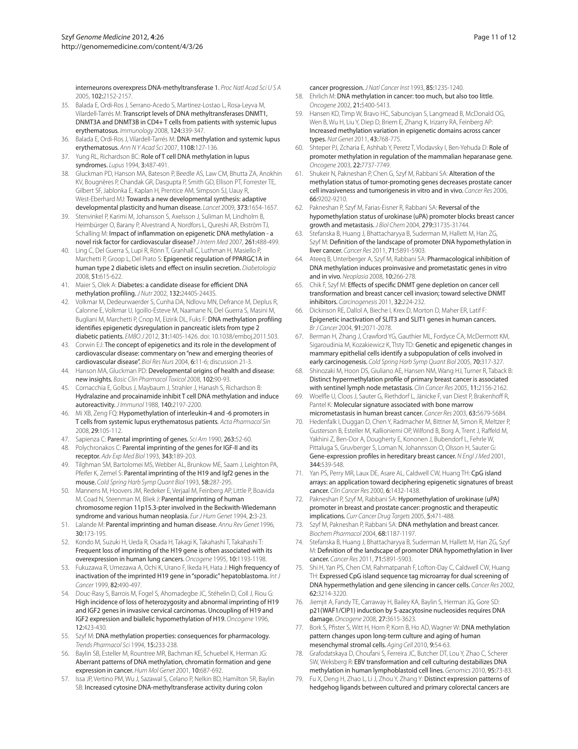interneurons overexpress DNA-methyltransferase 1. *Proc Natl Acad Sci U S A* 2005, **102:**2152-2157.

35. Balada E, Ordi-Ros J, Serrano-Acedo S, Martinez-Lostao L, Rosa-Leyva M, Vilardell-Tarrés M: Transcript levels of DNA methyltransferases DNMT1, DNMT3A and DNMT3B in CD4+ T cells from patients with systemic lupus erythematosus. *Immunology* 2008, **124:**339-347.
36. Balada E, Ordi-Ros J, Vilardell-Tarrés M: DNA methylation and systemic lupus erythematosus. *Ann N Y Acad Sci* 2007, **1108:**127-136.
37. Yung RL, Richardson BC: Role of T cell DNA methylation in lupus syndromes. *Lupus* 1994, **3:**487-491.
38. Gluckman PD, Hanson MA, Bateson P, Beedle AS, Law CM, Bhutta ZA, Anokhin KV, Bougnères P, Chandak GR, Dasgupta P, Smith GD, Ellison PT, Forrester TE, Gilbert SF, Jablonka E, Kaplan H, Prentice AM, Simpson SJ, Uauy R, West-Eberhard MJ: Towards a new developmental synthesis: adaptive developmental plasticity and human disease. *Lancet* 2009, **373:**1654-1657.
39. Stenvinkel P, Karimi M, Johansson S, Axelsson J, Suliman M, Lindholm B, Heimbürger O, Barany P, Alvestrand A, Nordfors L, Qureshi AR, Ekström TJ, Schalling M: Impact of inflammation on epigenetic DNA methylation - a novel risk factor for cardiovascular disease? *J Intern Med* 2007, **261:**488-499.
40. Ling C, Del Guerra S, Lupi R, Rönn T, Granhall C, Luthman H, Masiello P, Marchetti P, Groop L, Del Prato S: Epigenetic regulation of PPARGC1A in human type 2 diabetic islets and effect on insulin secretion. *Diabetologia* 2008, **51:**615-622.
41. Maier S, Olek A: Diabetes: a candidate disease for efficient DNA methylation profiling. *J Nutr* 2002, **132:**2440S-2443S.
42. Volkmar M, Dedeurwaerder S, Cunha DA, Ndlovu MN, Defrance M, Deplus R, Calonne E, Volkmar U, Igoillo-Esteve M, Naamane N, Del Guerra S, Masini M, Bugliani M, Marchetti P, Cnop M, Eizirik DL, Fuks F: DNA methylation profiling identifies epigenetic dysregulation in pancreatic islets from type 2 diabetic patients. *EMBO J* 2012, **31:**1405-1426. doi: 10.1038/emboj.2011.503.
43. Corwin EJ: The concept of epigenetics and its role in the development of cardiovascular disease: commentary on "new and emerging theories of cardiovascular disease". *Biol Res Nurs* 2004, **6:**11-6; discussion 21-3.
44. Hanson MA, Gluckman PD: Developmental origins of health and disease: new insights. *Basic Clin Pharmacol Toxicol* 2008, **102:**90-93.
45. Cornacchia E, Golbus J, Maybaum J, Strahler J, Hanash S, Richardson B: Hydralazine and procainamide inhibit T cell DNA methylation and induce autoreactivity. *J Immunol* 1988, **140:**2197-2200.
46. Mi XB, Zeng FQ: Hypomethylation of interleukin-4 and -6 promoters in T cells from systemic lupus erythematosus patients. *Acta Pharmacol Sin* 2008, **29:**105-112.
47. Sapienza C: Parental imprinting of genes. *Sci Am* 1990, **263:**52-60.
48. Polychronakos C: Parental imprinting of the genes for IGF-II and its receptor. *Adv Exp Med Biol* 1993, **343:**189-203.
49. Tilghman SM, Bartolomei MS, Webber AL, Brunkow ME, Saam J, Leighton PA, Pfeifer K, Zemel S: Parental imprinting of the H19 and Igf2 genes in the mouse. *Cold Spring Harb Symp Quant Biol* 1993, **58:**287-295.
50. Mannens M, Hoovers JM, Redeker E, Verjaal M, Feinberg AP, Little P, Boavida M, Coad N, Steenman M, Bliek J: Parental imprinting of human chromosome region 11p15.3-pter involved in the Beckwith-Wiedemann syndrome and various human neoplasia. *Eur J Hum Genet* 1994, **2:**3-23.
51. Lalande M: Parental imprinting and human disease. *Annu Rev Genet* 1996, **30:**173-195.
52. Kondo M, Suzuki H, Ueda R, Osada H, Takagi K, Takahashi T, Takahashi T: Frequent loss of imprinting of the H19 gene is often associated with its overexpression in human lung cancers. *Oncogene* 1995, **10:**1193-1198.
53. Fukuzawa R, Umezawa A, Ochi K, Urano F, Ikeda H, Hata J: High frequency of inactivation of the imprinted H19 gene in "sporadic" hepatoblastoma. *Int J Cancer* 1999, **82:**490-497.
54. Douc-Rasy S, Barrois M, Fogel S, Ahomadegbe JC, Stéhelin D, Coll J, Riou G: High incidence of loss of heterozygosity and abnormal imprinting of H19 and IGF2 genes in invasive cervical carcinomas. Uncoupling of H19 and IGF2 expression and biallelic hypomethylation of H19. *Oncogene* 1996, **12:**423-430.
55. Szyf M: DNA methylation properties: consequences for pharmacology. *Trends Pharmacol Sci* 1994, **15:**233-238.
56. Baylin SB, Esteller M, Rountree MR, Bachman KE, Schuebel K, Herman JG: Aberrant patterns of DNA methylation, chromatin formation and gene expression in cancer. *Hum Mol Genet* 2001, **10:**687-692.
57. Issa JP, Vertino PM, Wu J, Sazawal S, Celano P, Nelkin BD, Hamilton SR, Baylin SB: Increased cytosine DNA-methyltransferase activity during colon cancer progression. *J Natl Cancer Inst* 1993, **85:**1235-1240.
58. Ehrlich M: DNA methylation in cancer: too much, but also too little. *Oncogene* 2002, **21:**5400-5413.
59. Hansen KD, Timp W, Bravo HC, Sabunciyan S, Langmead B, McDonald OG, Wen B, Wu H, Liu Y, Diep D, Briem E, Zhang K, Irizarry RA, Feinberg AP: Increased methylation variation in epigenetic domains across cancer types. *Nat Genet* 2011, **43:**768-775.
60. Shteper PJ, Zcharia E, Ashhab Y, Peretz T, Vlodavsky I, Ben-Yehuda D: Role of promoter methylation in regulation of the mammalian heparanase gene. *Oncogene* 2003, **22:**7737-7749.
61. Shukeir N, Pakneshan P, Chen G, Szyf M, Rabbani SA: Alteration of the methylation status of tumor-promoting genes decreases prostate cancer cell invasiveness and tumorigenesis in vitro and in vivo. *Cancer Res* 2006, **66:**9202-9210.
62. Pakneshan P, Szyf M, Farias-Eisner R, Rabbani SA: Reversal of the hypomethylation status of urokinase (uPA) promoter blocks breast cancer growth and metastasis. *J Biol Chem* 2004, **279:**31735-31744.
63. Stefanska B, Huang J, Bhattacharyya B, Suderman M, Hallett M, Han ZG, Szyf M: Definition of the landscape of promoter DNA hypomethylation in liver cancer. *Cancer Res* 2011, **71:**5891-5903.
64. Ateeq B, Unterberger A, Szyf M, Rabbani SA: Pharmacological inhibition of DNA methylation induces proinvasive and prometastatic genes in vitro and in vivo. *Neoplasia* 2008, **10:**266-278.
65. Chik F, Szyf M: Effects of specific DNMT gene depletion on cancer cell transformation and breast cancer cell invasion; toward selective DNMT inhibitors. *Carcinogenesis* 2011, **32:**224-232.
66. Dickinson RE, Dallol A, Bieche I, Krex D, Morton D, Maher ER, Latif F: Epigenetic inactivation of SLIT3 and SLIT1 genes in human cancers. *Br J Cancer* 2004, **91:**2071-2078.
67. Berman H, Zhang J, Crawford YG, Gauthier ML, Fordyce CA, McDermott KM, Sigaroudinia M, Kozakiewicz K, Tlsty TD: Genetic and epigenetic changes in mammary epithelial cells identify a subpopulation of cells involved in early carcinogenesis. *Cold Spring Harb Symp Quant Biol* 2005, **70:**317-327.
68. Shinozaki M, Hoon DS, Giuliano AE, Hansen NM, Wang HJ, Turner R, Taback B: Distinct hypermethylation profile of primary breast cancer is associated with sentinel lymph node metastasis. *Clin Cancer Res* 2005, **11:**2156-2162.
69. Woelfle U, Cloos J, Sauter G, Riethdorf L, Jänicke F, van Diest P, Brakenhoff R, Pantel K: Molecular signature associated with bone marrow micrometastasis in human breast cancer. *Cancer Res* 2003, **63:**5679-5684.
70. Hedenfalk I, Duggan D, Chen Y, Radmacher M, Bittner M, Simon R, Meltzer P, Gusterson B, Esteller M, Kallioniemi OP, Wilfond B, Borg A, Trent J, Raffeld M, Yakhini Z, Ben-Dor A, Dougherty E, Kononen J, Bubendorf L, Fehrle W, Pittaluga S, Gruvberger S, Loman N, Johannsson O, Olsson H, Sauter G: Gene-expression profiles in hereditary breast cancer. *N Engl J Med* 2001, **344:**539-548.
71. Yan PS, Perry MR, Laux DE, Asare AL, Caldwell CW, Huang TH: CpG island arrays: an application toward deciphering epigenetic signatures of breast cancer. *Clin Cancer Res* 2000, **6:**1432-1438.
72. Pakneshan P, Szyf M, Rabbani SA: Hypomethylation of urokinase (uPA) promoter in breast and prostate cancer: prognostic and therapeutic implications. *Curr Cancer Drug Targets* 2005, **5:**471-488.
73. Szyf M, Pakneshan P, Rabbani SA: DNA methylation and breast cancer. *Biochem Pharmacol* 2004, **68:**1187-1197.
74. Stefanska B, Huang J, Bhattacharyya B, Suderman M, Hallett M, Han ZG, Szyf M: Definition of the landscape of promoter DNA hypomethylation in liver cancer. *Cancer Res* 2011, **71:**5891-5903.
75. Shi H, Yan PS, Chen CM, Rahmatpanah F, Lofton-Day C, Caldwell CW, Huang TH: Expressed CpG island sequence tag microarray for dual screening of DNA hypermethylation and gene silencing in cancer cells. *Cancer Res* 2002, **62:**3214-3220.
76. Jiemjit A, Fandy TE, Carraway H, Bailey KA, Baylin S, Herman JG, Gore SD: p21(WAF1/CIP1) induction by 5-azacytosine nucleosides requires DNA damage. *Oncogene* 2008, **27:**3615-3623.
77. Bork S, Pfister S, Witt H, Horn P, Korn B, Ho AD, Wagner W: DNA methylation pattern changes upon long-term culture and aging of human mesenchymal stromal cells. *Aging Cell* 2010, **9:**54-63.
78. Grafodatskaya D, Choufani S, Ferreira JC, Butcher DT, Lou Y, Zhao C, Scherer SW, Weksberg R: EBV transformation and cell culturing destabilizes DNA methylation in human lymphoblastoid cell lines. *Genomics* 2010, **95:**73-83.
79. Fu X, Deng H, Zhao L, Li J, Zhou Y, Zhang Y: Distinct expression patterns of hedgehog ligands between cultured and primary colorectal cancers are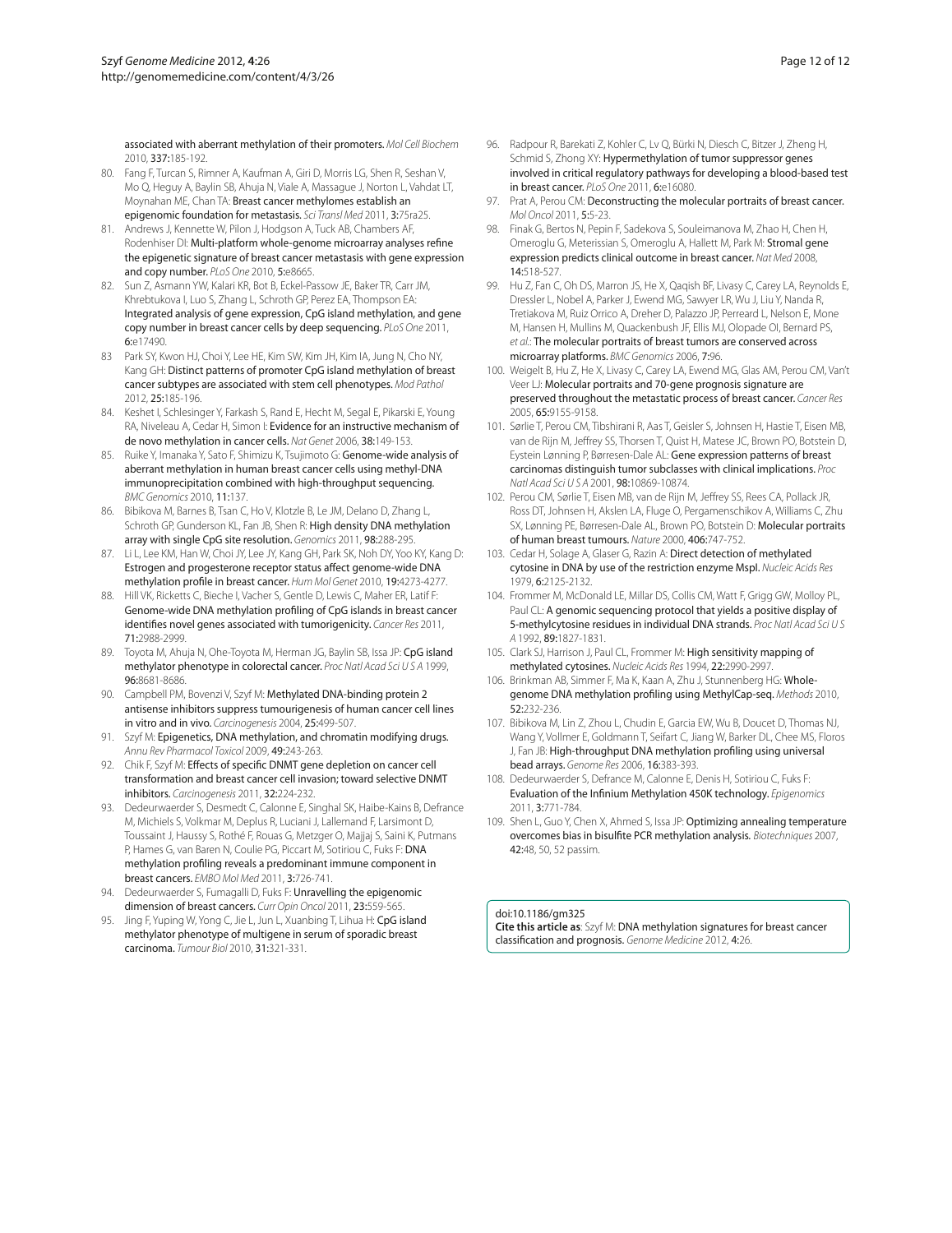associated with aberrant methylation of their promoters. *Mol Cell Biochem* 2010, **337:**185-192.

80. Fang F, Turcan S, Rimner A, Kaufman A, Giri D, Morris LG, Shen R, Seshan V, Mo Q, Heguy A, Baylin SB, Ahuja N, Viale A, Massague J, Norton L, Vahdat LT, Moynahan ME, Chan TA: Breast cancer methylomes establish an epigenomic foundation for metastasis. *Sci Transl Med* 2011, **3:**75ra25.
81. Andrews J, Kennette W, Pilon J, Hodgson A, Tuck AB, Chambers AF, Rodenhiser DI: Multi-platform whole-genome microarray analyses refine the epigenetic signature of breast cancer metastasis with gene expression and copy number. *PLoS One* 2010, **5:**e8665.
82. Sun Z, Asmann YW, Kalari KR, Bot B, Eckel-Passow JE, Baker TR, Carr JM, Khrebtukova I, Luo S, Zhang L, Schroth GP, Perez EA, Thompson EA: Integrated analysis of gene expression, CpG island methylation, and gene copy number in breast cancer cells by deep sequencing. *PLoS One* 2011, **6:**e17490.
83. Park SY, Kwon HJ, Choi Y, Lee HE, Kim SW, Kim JH, Kim IA, Jung N, Cho NY, Kang GH: Distinct patterns of promoter CpG island methylation of breast cancer subtypes are associated with stem cell phenotypes. *Mod Pathol* 2012, **25:**185-196.
84. Keshet I, Schlesinger Y, Farkash S, Rand E, Hecht M, Segal E, Pikarski E, Young RA, Niveleau A, Cedar H, Simon I: Evidence for an instructive mechanism of de novo methylation in cancer cells. *Nat Genet* 2006, **38:**149-153.
85. Ruike Y, Imanaka Y, Sato F, Shimizu K, Tsujimoto G: Genome-wide analysis of aberrant methylation in human breast cancer cells using methyl-DNA immunoprecipitation combined with high-throughput sequencing. *BMC Genomics* 2010, **11:**137.
86. Bibikova M, Barnes B, Tsan C, Ho V, Klotzle B, Le JM, Delano D, Zhang L, Schroth GP, Gunderson KL, Fan JB, Shen R: High density DNA methylation array with single CpG site resolution. *Genomics* 2011, **98:**288-295.
87. Li L, Lee KM, Han W, Choi JY, Lee JY, Kang GH, Park SK, Noh DY, Yoo KY, Kang D: Estrogen and progesterone receptor status affect genome-wide DNA methylation profile in breast cancer. *Hum Mol Genet* 2010, **19:**4273-4277.
88. Hill VK, Ricketts C, Bieche I, Vacher S, Gentle D, Lewis C, Maher ER, Latif F: Genome-wide DNA methylation profiling of CpG islands in breast cancer identifies novel genes associated with tumorigenicity. *Cancer Res* 2011, **71:**2988-2999.
89. Toyota M, Ahuja N, Ohe-Toyota M, Herman JG, Baylin SB, Issa JP: CpG island methylator phenotype in colorectal cancer. *Proc Natl Acad Sci U S A* 1999, **96:**8681-8686.
90. Campbell PM, Bovenzi V, Szyf M: Methylated DNA-binding protein 2 antisense inhibitors suppress tumourigenesis of human cancer cell lines in vitro and in vivo. *Carcinogenesis* 2004, **25:**499-507.
91. Szyf M: Epigenetics, DNA methylation, and chromatin modifying drugs. *Annu Rev Pharmacol Toxicol* 2009, **49:**243-263.
92. Chik F, Szyf M: Effects of specific DNMT gene depletion on cancer cell transformation and breast cancer cell invasion; toward selective DNMT inhibitors. *Carcinogenesis* 2011, **32:**224-232.
93. Dedeurwaerder S, Desmedt C, Calonne E, Singhal SK, Haibe-Kains B, Defrance M, Michiels S, Volkmar M, Deplus R, Luciani J, Lallemand F, Larsimont D, Toussaint J, Haussy S, Rothé F, Rouas G, Metzger O, Majjaj S, Saini K, Putmans P, Hames G, van Baren N, Coulie PG, Piccart M, Sotiriou C, Fuks F: DNA methylation profiling reveals a predominant immune component in breast cancers. *EMBO Mol Med* 2011, **3:**726-741.
94. Dedeurwaerder S, Fumagalli D, Fuks F: Unravelling the epigenomic dimension of breast cancers. *Curr Opin Oncol* 2011, **23:**559-565.
95. Jing F, Yuping W, Yong C, Jie L, Jun L, Xuanbing T, Lihua H: CpG island methylator phenotype of multigene in serum of sporadic breast carcinoma. *Tumour Biol* 2010, **31:**321-331.
96. Radpour R, Barekati Z, Kohler C, Lv Q, Bürki N, Diesch C, Bitzer J, Zheng H, Schmid S, Zhong XY: Hypermethylation of tumor suppressor genes involved in critical regulatory pathways for developing a blood-based test in breast cancer. *PLoS One* 2011, **6:**e16080.
97. Prat A, Perou CM: Deconstructing the molecular portraits of breast cancer. *Mol Oncol* 2011, **5:**5-23.
98. Finak G, Bertos N, Pepin F, Sadekova S, Souleimanova M, Zhao H, Chen H, Omeroglu G, Meterissian S, Omeroglu A, Hallett M, Park M: Stromal gene expression predicts clinical outcome in breast cancer. *Nat Med* 2008, **14:**518-527.
99. Hu Z, Fan C, Oh DS, Marron JS, He X, Qaqish BF, Livasy C, Carey LA, Reynolds E, Dressler L, Nobel A, Parker J, Ewend MG, Sawyer LR, Wu J, Liu Y, Nanda R, Tretiakova M, Ruiz Orrico A, Dreher D, Palazzo JP, Perreard L, Nelson E, Mone M, Hansen H, Mullins M, Quackenbush JF, Ellis MJ, Olopade OI, Bernard PS, *et al.*: The molecular portraits of breast tumors are conserved across microarray platforms. *BMC Genomics* 2006, **7:**96.
100. Weigelt B, Hu Z, He X, Livasy C, Carey LA, Ewend MG, Glas AM, Perou CM, Van't Veer LJ: Molecular portraits and 70-gene prognosis signature are preserved throughout the metastatic process of breast cancer. *Cancer Res* 2005, **65:**9155-9158.
101. Sørlie T, Perou CM, Tibshirani R, Aas T, Geisler S, Johnsen H, Hastie T, Eisen MB, van de Rijn M, Jeffrey SS, Thorsen T, Quist H, Matese JC, Brown PO, Botstein D, Eystein Lønning P, Børresen-Dale AL: Gene expression patterns of breast carcinomas distinguish tumor subclasses with clinical implications. *Proc Natl Acad Sci U S A* 2001, **98:**10869-10874.
102. Perou CM, Sørlie T, Eisen MB, van de Rijn M, Jeffrey SS, Rees CA, Pollack JR, Ross DT, Johnsen H, Akslen LA, Fluge O, Pergamenschikov A, Williams C, Zhu SX, Lønning PE, Børresen-Dale AL, Brown PO, Botstein D: Molecular portraits of human breast tumours. *Nature* 2000, **406:**747-752.
103. Cedar H, Solage A, Glaser G, Razin A: Direct detection of methylated cytosine in DNA by use of the restriction enzyme MspI. *Nucleic Acids Res* 1979, **6:**2125-2132.
104. Frommer M, McDonald LE, Millar DS, Collis CM, Watt F, Grigg GW, Molloy PL, Paul CL: A genomic sequencing protocol that yields a positive display of 5-methylcytosine residues in individual DNA strands. *Proc Natl Acad Sci U S A* 1992, **89:**1827-1831.
105. Clark SJ, Harrison J, Paul CL, Frommer M: High sensitivity mapping of methylated cytosines. *Nucleic Acids Res* 1994, **22:**2990-2997.
106. Brinkman AB, Simmer F, Ma K, Kaan A, Zhu J, Stunnenberg HG: Whole-genome DNA methylation profiling using MethylCap-seq. *Methods* 2010, **52:**232-236.
107. Bibikova M, Lin Z, Zhou L, Chudin E, Garcia EW, Wu B, Doucet D, Thomas NJ, Wang Y, Vollmer E, Goldmann T, Seifart C, Jiang W, Barker DL, Chee MS, Floros J, Fan JB: High-throughput DNA methylation profiling using universal bead arrays. *Genome Res* 2006, **16:**383-393.
108. Dedeurwaerder S, Defrance M, Calonne E, Denis H, Sotiriou C, Fuks F: Evaluation of the Infinium Methylation 450K technology. *Epigenomics* 2011, **3:**771-784.
109. Shen L, Guo Y, Chen X, Ahmed S, Issa JP: Optimizing annealing temperature overcomes bias in bisulfite PCR methylation analysis. *Biotechniques* 2007, **42:**48, 50, 52 passim.

doi:10.1186/gm325
**Cite this article as**: Szyf M: DNA methylation signatures for breast cancer classification and prognosis. *Genome Medicine* 2012, **4:**26.